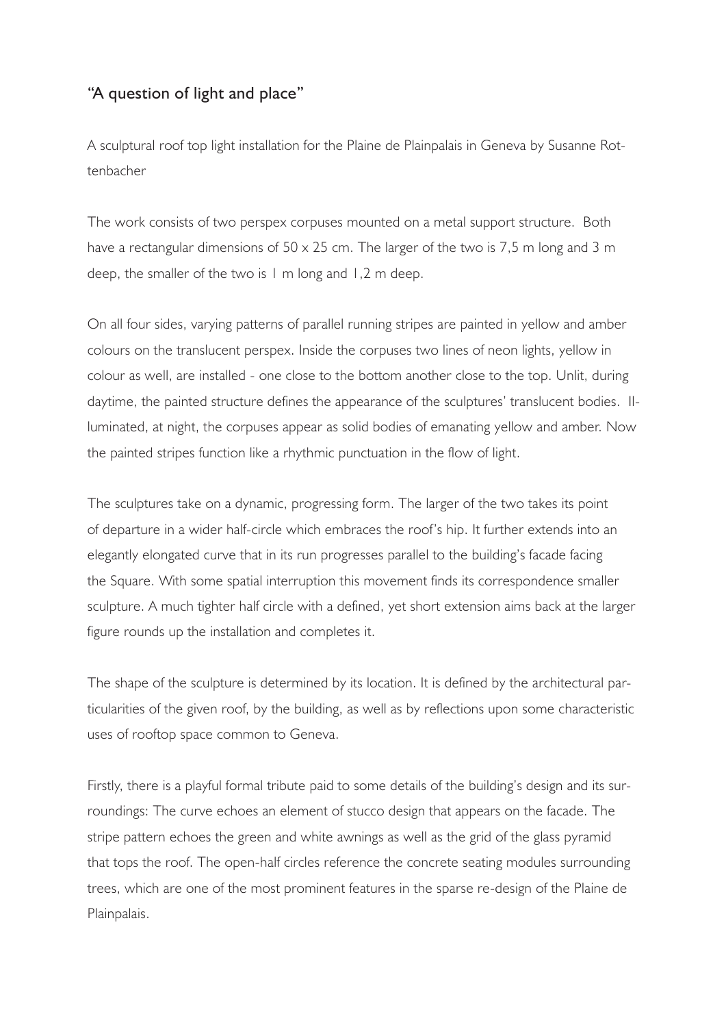## “A question of light and place”

A sculptural roof top light installation for the Plaine de Plainpalais in Geneva by Susanne Rottenbacher

The work consists of two perspex corpuses mounted on a metal support structure. Both have a rectangular dimensions of 50 x 25 cm. The larger of the two is 7,5 m long and 3 m deep, the smaller of the two is 1 m long and 1,2 m deep.

On all four sides, varying patterns of parallel running stripes are painted in yellow and amber colours on the translucent perspex. Inside the corpuses two lines of neon lights, yellow in colour as well, are installed - one close to the bottom another close to the top. Unlit, during daytime, the painted structure defines the appearance of the sculptures' translucent bodies. Illuminated, at night, the corpuses appear as solid bodies of emanating yellow and amber. Now the painted stripes function like a rhythmic punctuation in the flow of light.

The sculptures take on a dynamic, progressing form. The larger of the two takes its point of departure in a wider half-circle which embraces the roof's hip. It further extends into an elegantly elongated curve that in its run progresses parallel to the building's facade facing the Square. With some spatial interruption this movement finds its correspondence smaller sculpture. A much tighter half circle with a defined, yet short extension aims back at the larger figure rounds up the installation and completes it.

The shape of the sculpture is determined by its location. It is defined by the architectural particularities of the given roof, by the building, as well as by reflections upon some characteristic uses of rooftop space common to Geneva.

Firstly, there is a playful formal tribute paid to some details of the building's design and its surroundings: The curve echoes an element of stucco design that appears on the facade. The stripe pattern echoes the green and white awnings as well as the grid of the glass pyramid that tops the roof. The open-half circles reference the concrete seating modules surrounding trees, which are one of the most prominent features in the sparse re-design of the Plaine de Plainpalais.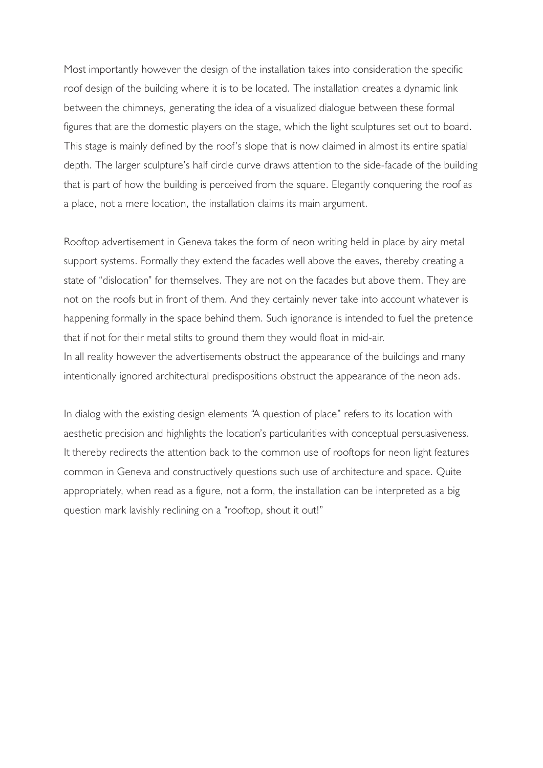Most importantly however the design of the installation takes into consideration the specific roof design of the building where it is to be located. The installation creates a dynamic link between the chimneys, generating the idea of a visualized dialogue between these formal figures that are the domestic players on the stage, which the light sculptures set out to board. This stage is mainly defined by the roof's slope that is now claimed in almost its entire spatial depth. The larger sculpture's half circle curve draws attention to the side-facade of the building that is part of how the building is perceived from the square. Elegantly conquering the roof as a place, not a mere location, the installation claims its main argument.

Rooftop advertisement in Geneva takes the form of neon writing held in place by airy metal support systems. Formally they extend the facades well above the eaves, thereby creating a state of "dislocation" for themselves. They are not on the facades but above them. They are not on the roofs but in front of them. And they certainly never take into account whatever is happening formally in the space behind them. Such ignorance is intended to fuel the pretence that if not for their metal stilts to ground them they would float in mid-air.
In all reality however the advertisements obstruct the appearance of the buildings and many intentionally ignored architectural predispositions obstruct the appearance of the neon ads.

In dialog with the existing design elements "A question of place" refers to its location with aesthetic precision and highlights the location's particularities with conceptual persuasiveness. It thereby redirects the attention back to the common use of rooftops for neon light features common in Geneva and constructively questions such use of architecture and space. Quite appropriately, when read as a figure, not a form, the installation can be interpreted as a big question mark lavishly reclining on a "rooftop, shout it out!"